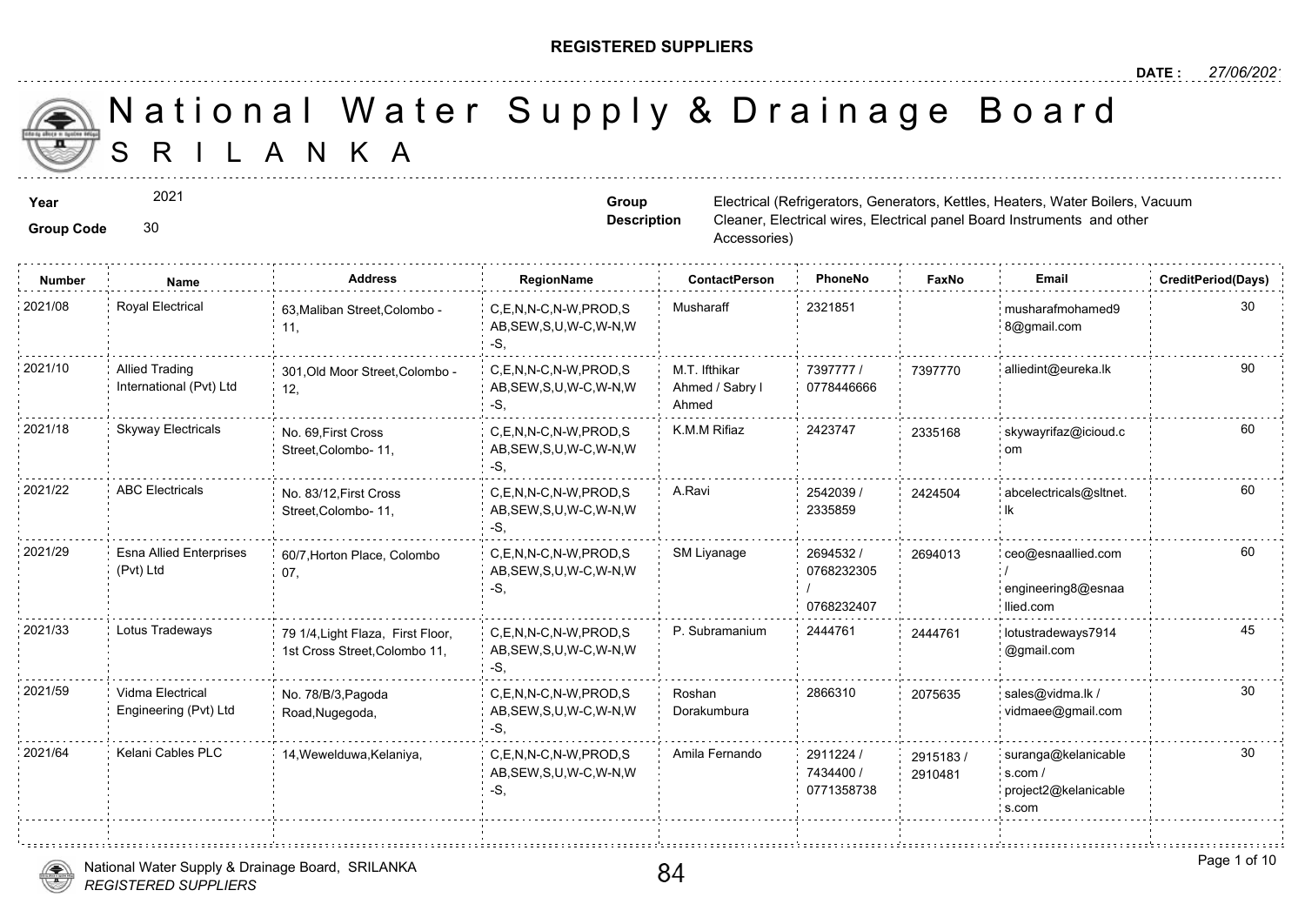**REGISTERED SUPPLIERS**

**DATE :** 27/06/2021

# National Water Supply & Drainage Board
## SRILANKA

**Year** 2021

**Group Code** 30

**Group Description** Electrical (Refrigerators, Generators, Kettles, Heaters, Water Boilers, Vacuum Cleaner, Electrical wires, Electrical panel Board Instruments and other Accessories)

| Number | Name | Address | RegionName | ContactPerson | PhoneNo | FaxNo | Email | CreditPeriod(Days) |
|---|---|---|---|---|---|---|---|---|
| 2021/08 | Royal Electrical | 63,Maliban Street,Colombo - 11, | C,E,N,N-C,N-W,PROD,SAB,SEW,S,U,W-C,W-N,W-S, | Musharaff | 2321851 | | musharafmohamed98@gmail.com | 30 |
| 2021/10 | Allied Trading International (Pvt) Ltd | 301,Old Moor Street,Colombo - 12, | C,E,N,N-C,N-W,PROD,SAB,SEW,S,U,W-C,W-N,W-S, | M.T. Ifthikar Ahmed / Sabry I Ahmed | 7397777 / 0778446666 | 7397770 | alliedint@eureka.lk | 90 |
| 2021/18 | Skyway Electricals | No. 69,First Cross Street,Colombo- 11, | C,E,N,N-C,N-W,PROD,SAB,SEW,S,U,W-C,W-N,W-S, | K.M.M Rifiaz | 2423747 | 2335168 | skywayrifaz@icioud.com | 60 |
| 2021/22 | ABC Electricals | No. 83/12,First Cross Street,Colombo- 11, | C,E,N,N-C,N-W,PROD,SAB,SEW,S,U,W-C,W-N,W-S, | A.Ravi | 2542039 / 2335859 | 2424504 | abcelectricals@sltnet.lk | 60 |
| 2021/29 | Esna Allied Enterprises (Pvt) Ltd | 60/7,Horton Place, Colombo 07, | C,E,N,N-C,N-W,PROD,SAB,SEW,S,U,W-C,W-N,W-S, | SM Liyanage | 2694532 / 0768232305 / 0768232407 | 2694013 | ceo@esnaallied.com / engineering8@esnaallied.com | 60 |
| 2021/33 | Lotus Tradeways | 79 1/4,Light Flaza, First Floor, 1st Cross Street,Colombo 11, | C,E,N,N-C,N-W,PROD,SAB,SEW,S,U,W-C,W-N,W-S, | P. Subramanium | 2444761 | 2444761 | lotustradeways7914@gmail.com | 45 |
| 2021/59 | Vidma Electrical Engineering (Pvt) Ltd | No. 78/B/3,Pagoda Road,Nugegoda, | C,E,N,N-C,N-W,PROD,SAB,SEW,S,U,W-C,W-N,W-S, | Roshan Dorakumbura | 2866310 | 2075635 | sales@vidma.lk / vidmaee@gmail.com | 30 |
| 2021/64 | Kelani Cables PLC | 14,Wewelduwa,Kelaniya, | C,E,N,N-C,N-W,PROD,SAB,SEW,S,U,W-C,W-N,W-S, | Amila Fernando | 2911224 / 7434400 / 0771358738 | 2915183 / 2910481 | suranga@kelanicables.com / project2@kelanicables.com | 30 |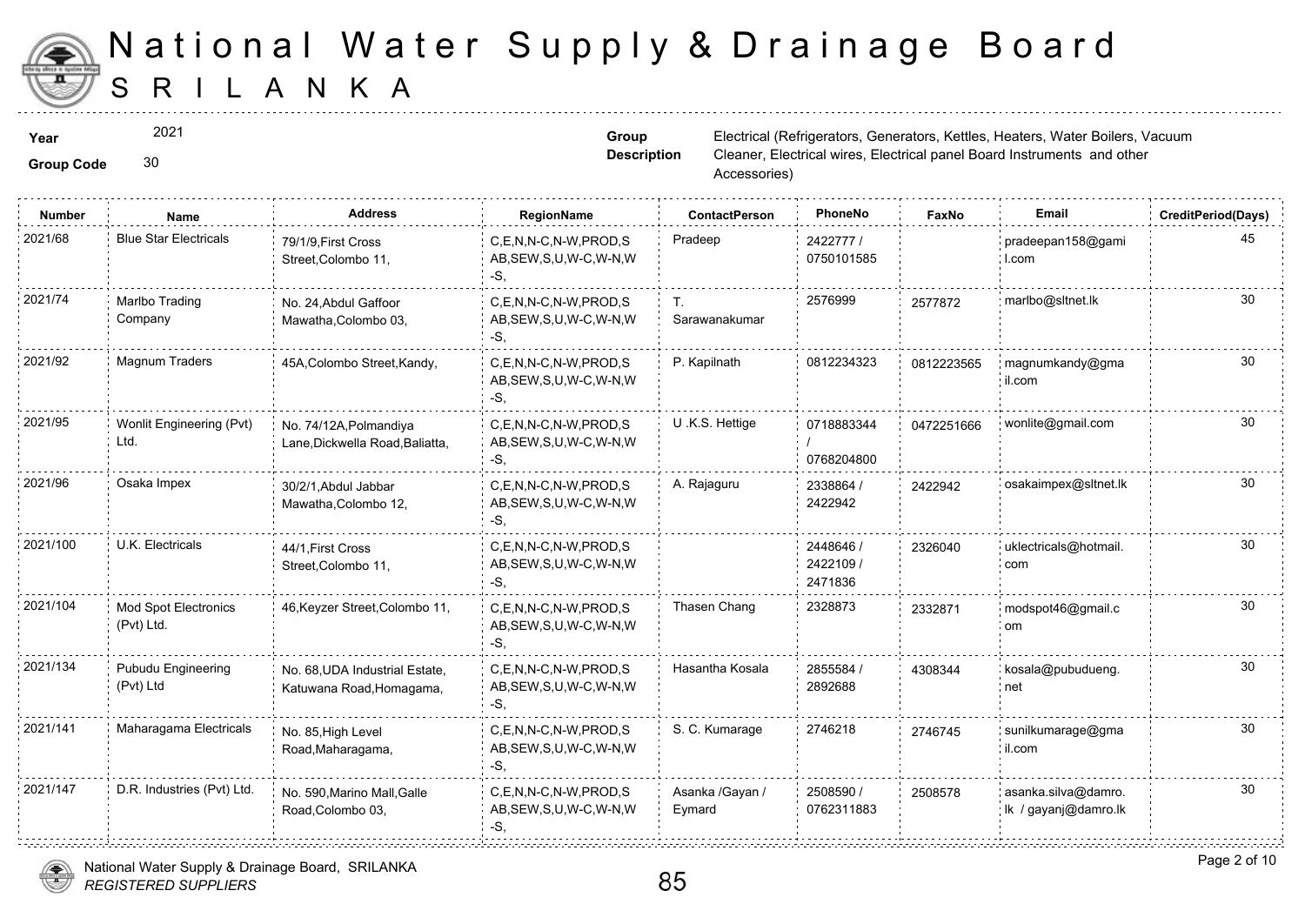# National Water Supply & Drainage Board
## SRI LANKA

**Year** 2021

**Group Code** 30

**Group Description** Electrical (Refrigerators, Generators, Kettles, Heaters, Water Boilers, Vacuum Cleaner, Electrical wires, Electrical panel Board Instruments and other Accessories)

| Number | Name | Address | RegionName | ContactPerson | PhoneNo | FaxNo | Email | CreditPeriod(Days) |
|---|---|---|---|---|---|---|---|---|
| 2021/68 | Blue Star Electricals | 79/1/9,First Cross Street,Colombo 11, | C,E,N,N-C,N-W,PROD,SAB,SEW,S,U,W-C,W-N,W-S, | Pradeep | 2422777 / 0750101585 | | pradeepan158@gamil.com | 45 |
| 2021/74 | Marlbo Trading Company | No. 24,Abdul Gaffoor Mawatha,Colombo 03, | C,E,N,N-C,N-W,PROD,SAB,SEW,S,U,W-C,W-N,W-S, | T. Sarawanakumar | 2576999 | 2577872 | marlbo@sltnet.lk | 30 |
| 2021/92 | Magnum Traders | 45A,Colombo Street,Kandy, | C,E,N,N-C,N-W,PROD,SAB,SEW,S,U,W-C,W-N,W-S, | P. Kapilnath | 0812234323 | 0812223565 | magnumkandy@gmail.com | 30 |
| 2021/95 | Wonlit Engineering (Pvt) Ltd. | No. 74/12A,Polmandiya Lane,Dickwella Road,Baliatta, | C,E,N,N-C,N-W,PROD,SAB,SEW,S,U,W-C,W-N,W-S, | U .K.S. Hettige | 0718883344 / 0768204800 | 0472251666 | wonlite@gmail.com | 30 |
| 2021/96 | Osaka Impex | 30/2/1,Abdul Jabbar Mawatha,Colombo 12, | C,E,N,N-C,N-W,PROD,SAB,SEW,S,U,W-C,W-N,W-S, | A. Rajaguru | 2338864 / 2422942 | 2422942 | osakaimpex@sltnet.lk | 30 |
| 2021/100 | U.K. Electricals | 44/1,First Cross Street,Colombo 11, | C,E,N,N-C,N-W,PROD,SAB,SEW,S,U,W-C,W-N,W-S, | | 2448646 / 2422109 / 2471836 | 2326040 | uklectricals@hotmail.com | 30 |
| 2021/104 | Mod Spot Electronics (Pvt) Ltd. | 46,Keyzer Street,Colombo 11, | C,E,N,N-C,N-W,PROD,SAB,SEW,S,U,W-C,W-N,W-S, | Thasen Chang | 2328873 | 2332871 | modspot46@gmail.com | 30 |
| 2021/134 | Pubudu Engineering (Pvt) Ltd | No. 68,UDA Industrial Estate, Katuwana Road,Homagama, | C,E,N,N-C,N-W,PROD,SAB,SEW,S,U,W-C,W-N,W-S, | Hasantha Kosala | 2855584 / 2892688 | 4308344 | kosala@pubudueng.net | 30 |
| 2021/141 | Maharagama Electricals | No. 85,High Level Road,Maharagama, | C,E,N,N-C,N-W,PROD,SAB,SEW,S,U,W-C,W-N,W-S, | S. C. Kumarage | 2746218 | 2746745 | sunilkumarage@gmail.com | 30 |
| 2021/147 | D.R. Industries (Pvt) Ltd. | No. 590,Marino Mall,Galle Road,Colombo 03, | C,E,N,N-C,N-W,PROD,SAB,SEW,S,U,W-C,W-N,W-S, | Asanka /Gayan / Eymard | 2508590 / 0762311883 | 2508578 | asanka.silva@damro.lk / gayanj@damro.lk | 30 |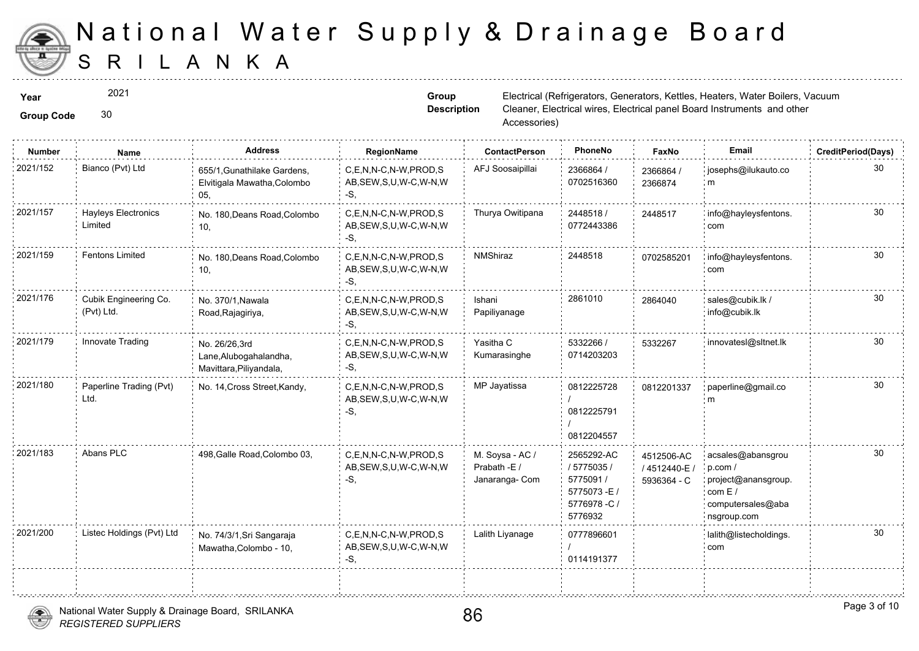# National Water Supply & Drainage Board
## SRI LANKA

**Year** 2021

**Group Code** 30

**Group Description** Electrical (Refrigerators, Generators, Kettles, Heaters, Water Boilers, Vacuum Cleaner, Electrical wires, Electrical panel Board Instruments and other Accessories)

| Number | Name | Address | RegionName | ContactPerson | PhoneNo | FaxNo | Email | CreditPeriod(Days) |
|---|---|---|---|---|---|---|---|---|
| 2021/152 | Bianco (Pvt) Ltd | 655/1,Gunathilake Gardens, Elvitigala Mawatha,Colombo 05, | C,E,N,N-C,N-W,PROD,SAB,SEW,S,U,W-C,W-N,W-S, | AFJ Soosaipillai | 2366864 / 0702516360 | 2366864 / 2366874 | josephs@ilukauto.com | 30 |
| 2021/157 | Hayleys Electronics Limited | No. 180,Deans Road,Colombo 10, | C,E,N,N-C,N-W,PROD,SAB,SEW,S,U,W-C,W-N,W-S, | Thurya Owitipana | 2448518 / 0772443386 | 2448517 | info@hayleysfentons.com | 30 |
| 2021/159 | Fentons Limited | No. 180,Deans Road,Colombo 10, | C,E,N,N-C,N-W,PROD,SAB,SEW,S,U,W-C,W-N,W-S, | NMShiraz | 2448518 | 0702585201 | info@hayleysfentons.com | 30 |
| 2021/176 | Cubik Engineering Co. (Pvt) Ltd. | No. 370/1,Nawala Road,Rajagiriya, | C,E,N,N-C,N-W,PROD,SAB,SEW,S,U,W-C,W-N,W-S, | Ishani Papiliyanage | 2861010 | 2864040 | sales@cubik.lk / info@cubik.lk | 30 |
| 2021/179 | Innovate Trading | No. 26/26,3rd Lane,Alubogahalandha, Mavittara,Piliyandala, | C,E,N,N-C,N-W,PROD,SAB,SEW,S,U,W-C,W-N,W-S, | Yasitha C Kumarasinghe | 5332266 / 0714203203 | 5332267 | innovatesl@sltnet.lk | 30 |
| 2021/180 | Paperline Trading (Pvt) Ltd. | No. 14,Cross Street,Kandy, | C,E,N,N-C,N-W,PROD,SAB,SEW,S,U,W-C,W-N,W-S, | MP Jayatissa | 0812225728 / 0812225791 / 0812204557 | 0812201337 | paperline@gmail.com | 30 |
| 2021/183 | Abans PLC | 498,Galle Road,Colombo 03, | C,E,N,N-C,N-W,PROD,SAB,SEW,S,U,W-C,W-N,W-S, | M. Soysa - AC / Prabath -E / Janaranga- Com | 2565292-AC / 5775035 / 5775091 / 5775073 -E / 5776978 -C / 5776932 | 4512506-AC / 4512440-E / 5936364 - C | acsales@abansgroup.com / project@anansgroup.com E / computersales@abansgroup.com | 30 |
| 2021/200 | Listec Holdings (Pvt) Ltd | No. 74/3/1,Sri Sangaraja Mawatha,Colombo - 10, | C,E,N,N-C,N-W,PROD,SAB,SEW,S,U,W-C,W-N,W-S, | Lalith Liyanage | 0777896601 / 0114191377 | | lalith@listecholdings.com | 30 |

National Water Supply & Drainage Board, SRILANKA
*REGISTERED SUPPLIERS*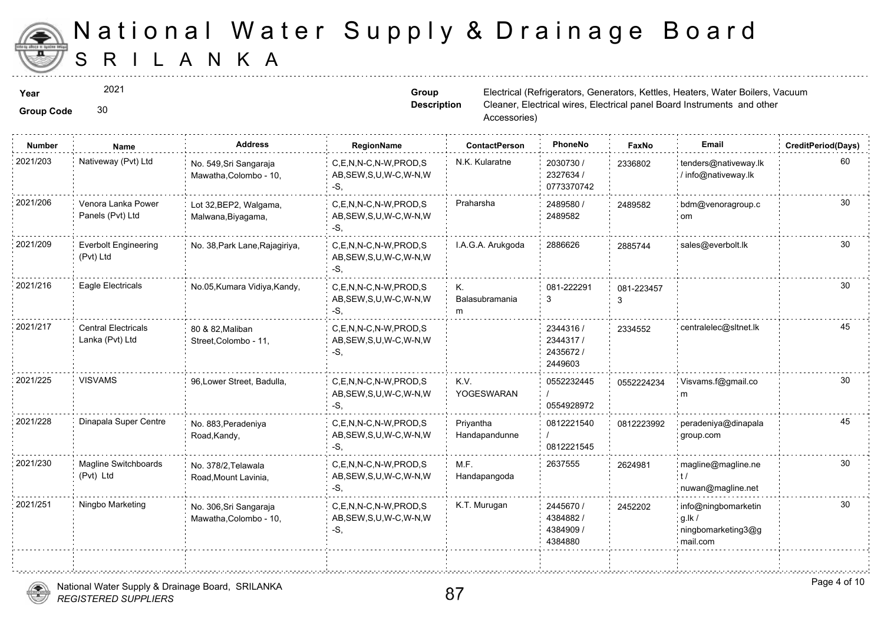# National Water Supply & Drainage Board

# SRILANKA

**Year** 2021

**Group Code** 30

**Group Description** Electrical (Refrigerators, Generators, Kettles, Heaters, Water Boilers, Vacuum Cleaner, Electrical wires, Electrical panel Board Instruments and other Accessories)

| Number | Name | Address | RegionName | ContactPerson | PhoneNo | FaxNo | Email | CreditPeriod(Days) |
|---|---|---|---|---|---|---|---|---|
| 2021/203 | Nativeway (Pvt) Ltd | No. 549,Sri Sangaraja Mawatha,Colombo - 10, | C,E,N,N-C,N-W,PROD,SAB,SEW,S,U,W-C,W-N,W-S, | N.K. Kularatne | 2030730 / 2327634 / 0773370742 | 2336802 | tenders@nativeway.lk / info@nativeway.lk | 60 |
| 2021/206 | Venora Lanka Power Panels (Pvt) Ltd | Lot 32,BEP2, Walgama, Malwana,Biyagama, | C,E,N,N-C,N-W,PROD,SAB,SEW,S,U,W-C,W-N,W-S, | Praharsha | 2489580 / 2489582 | 2489582 | bdm@venoragroup.com | 30 |
| 2021/209 | Everbolt Engineering (Pvt) Ltd | No. 38,Park Lane,Rajagiriya, | C,E,N,N-C,N-W,PROD,SAB,SEW,S,U,W-C,W-N,W-S, | I.A.G.A. Arukgoda | 2886626 | 2885744 | sales@everbolt.lk | 30 |
| 2021/216 | Eagle Electricals | No.05,Kumara Vidiya,Kandy, | C,E,N,N-C,N-W,PROD,SAB,SEW,S,U,W-C,W-N,W-S, | K. Balasubramaniam | 081-2222913 | 081-2234573 | | 30 |
| 2021/217 | Central Electricals Lanka (Pvt) Ltd | 80 & 82,Maliban Street,Colombo - 11, | C,E,N,N-C,N-W,PROD,SAB,SEW,S,U,W-C,W-N,W-S, | | 2344316 / 2344317 / 2435672 / 2449603 | 2334552 | centralelec@sltnet.lk | 45 |
| 2021/225 | VISVAMS | 96,Lower Street, Badulla, | C,E,N,N-C,N-W,PROD,SAB,SEW,S,U,W-C,W-N,W-S, | K.V. YOGESWARAN | 0552232445 / 0554928972 | 0552224234 | Visvams.f@gmail.com | 30 |
| 2021/228 | Dinapala Super Centre | No. 883,Peradeniya Road,Kandy, | C,E,N,N-C,N-W,PROD,SAB,SEW,S,U,W-C,W-N,W-S, | Priyantha Handapandunne | 0812221540 / 0812221545 | 0812223992 | peradeniya@dinapalagroup.com | 45 |
| 2021/230 | Magline Switchboards (Pvt) Ltd | No. 378/2,Telawala Road,Mount Lavinia, | C,E,N,N-C,N-W,PROD,SAB,SEW,S,U,W-C,W-N,W-S, | M.F. Handapangoda | 2637555 | 2624981 | magline@magline.net / nuwan@magline.net | 30 |
| 2021/251 | Ningbo Marketing | No. 306,Sri Sangaraja Mawatha,Colombo - 10, | C,E,N,N-C,N-W,PROD,SAB,SEW,S,U,W-C,W-N,W-S, | K.T. Murugan | 2445670 / 4384882 / 4384909 / 4384880 | 2452202 | info@ningbomarketing.lk / ningbomarketing3@gmail.com | 30 |

National Water Supply & Drainage Board, SRILANKA
*REGISTERED SUPPLIERS*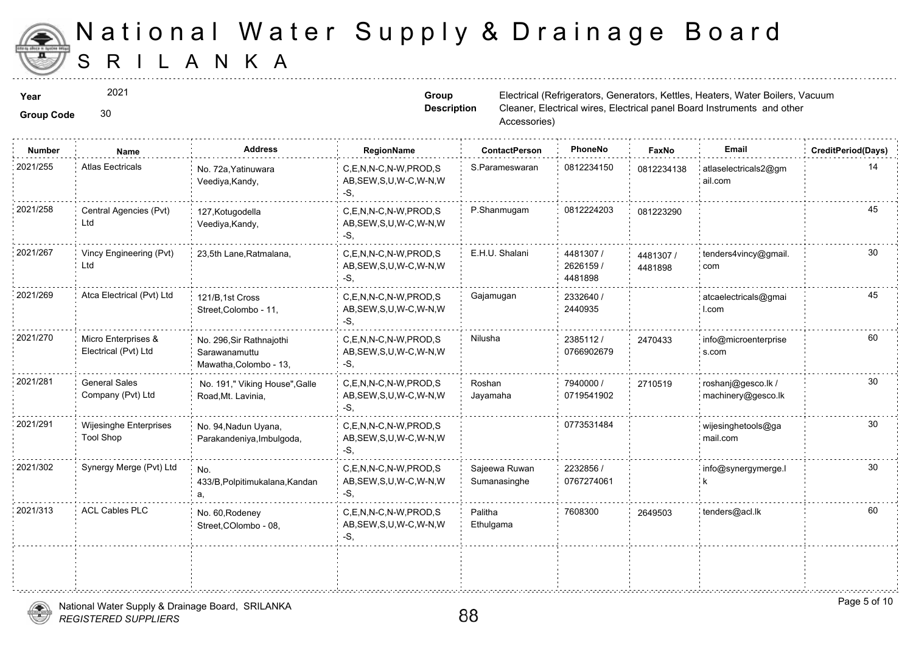# National Water Supply & Drainage Board
## SRILANKA

**Year** 2021

**Group Code** 30

**Group Description** Electrical (Refrigerators, Generators, Kettles, Heaters, Water Boilers, Vacuum Cleaner, Electrical wires, Electrical panel Board Instruments and other Accessories)

| Number | Name | Address | RegionName | ContactPerson | PhoneNo | FaxNo | Email | CreditPeriod(Days) |
|---|---|---|---|---|---|---|---|---|
| 2021/255 | Atlas Eectricals | No. 72a,Yatinuwara Veediya,Kandy, | C,E,N,N-C,N-W,PROD,SAB,SEW,S,U,W-C,W-N,W-S, | S.Parameswaran | 0812234150 | 0812234138 | atlaselectricals2@gmail.com | 14 |
| 2021/258 | Central Agencies (Pvt) Ltd | 127,Kotugodella Veediya,Kandy, | C,E,N,N-C,N-W,PROD,SAB,SEW,S,U,W-C,W-N,W-S, | P.Shanmugam | 0812224203 | 081223290 | | 45 |
| 2021/267 | Vincy Engineering (Pvt) Ltd | 23,5th Lane,Ratmalana, | C,E,N,N-C,N-W,PROD,SAB,SEW,S,U,W-C,W-N,W-S, | E.H.U. Shalani | 4481307 / 2626159 / 4481898 | 4481307 / 4481898 | tenders4vincy@gmail.com | 30 |
| 2021/269 | Atca Electrical (Pvt) Ltd | 121/B,1st Cross Street,Colombo - 11, | C,E,N,N-C,N-W,PROD,SAB,SEW,S,U,W-C,W-N,W-S, | Gajamugan | 2332640 / 2440935 | | atcaelectricals@gmail.com | 45 |
| 2021/270 | Micro Enterprises & Electrical (Pvt) Ltd | No. 296,Sir Rathnajothi Sarawanamuttu Mawatha,Colombo - 13, | C,E,N,N-C,N-W,PROD,SAB,SEW,S,U,W-C,W-N,W-S, | Nilusha | 2385112 / 0766902679 | 2470433 | info@microenterprises.com | 60 |
| 2021/281 | General Sales Company (Pvt) Ltd | No. 191," Viking House",Galle Road,Mt. Lavinia, | C,E,N,N-C,N-W,PROD,SAB,SEW,S,U,W-C,W-N,W-S, | Roshan Jayamaha | 7940000 / 0719541902 | 2710519 | roshanj@gesco.lk / machinery@gesco.lk | 30 |
| 2021/291 | Wijesinghe Enterprises Tool Shop | No. 94,Nadun Uyana, Parakandeniya,Imbulgoda, | C,E,N,N-C,N-W,PROD,SAB,SEW,S,U,W-C,W-N,W-S, | | 0773531484 | | wijesinghetools@gamail.com | 30 |
| 2021/302 | Synergy Merge (Pvt) Ltd | No. 433/B,Polpitimukalana,Kandana, | C,E,N,N-C,N-W,PROD,SAB,SEW,S,U,W-C,W-N,W-S, | Sajeewa Ruwan Sumanasinghe | 2232856 / 0767274061 | | info@synergymerge.lk | 30 |
| 2021/313 | ACL Cables PLC | No. 60,Rodeney Street,COlombo - 08, | C,E,N,N-C,N-W,PROD,SAB,SEW,S,U,W-C,W-N,W-S, | Palitha Ethulgama | 7608300 | 2649503 | tenders@acl.lk | 60 |

National Water Supply & Drainage Board, SRILANKA
*REGISTERED SUPPLIERS*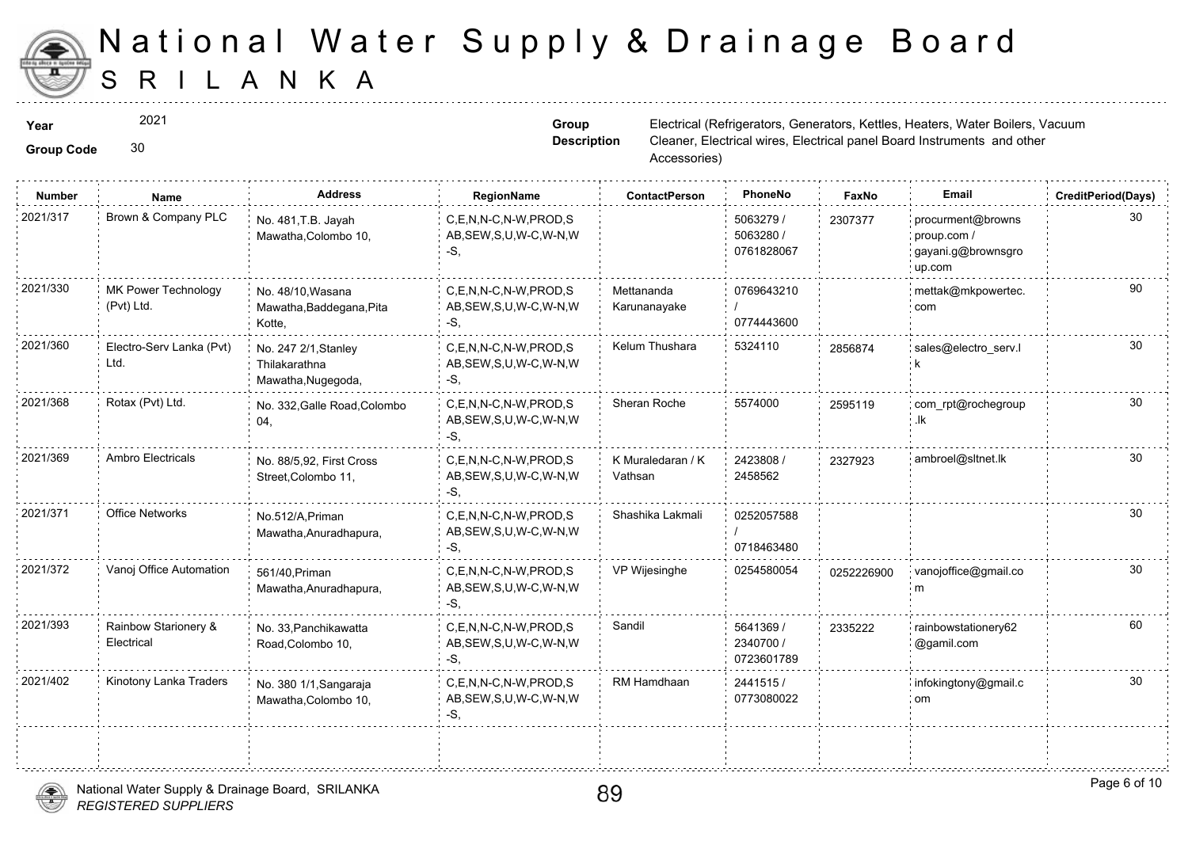# National Water Supply & Drainage Board
# SRILANKA

**Year** 2021

**Group Code** 30

**Group Description** Electrical (Refrigerators, Generators, Kettles, Heaters, Water Boilers, Vacuum Cleaner, Electrical wires, Electrical panel Board Instruments and other Accessories)

| Number | Name | Address | RegionName | ContactPerson | PhoneNo | FaxNo | Email | CreditPeriod(Days) |
|---|---|---|---|---|---|---|---|---|
| 2021/317 | Brown & Company PLC | No. 481,T.B. Jayah Mawatha,Colombo 10, | C,E,N,N-C,N-W,PROD,S AB,SEW,S,U,W-C,W-N,W -S, | | 5063279 / 5063280 / 0761828067 | 2307377 | procurment@brownsproup.com / gayani.g@brownsgroup.com | 30 |
| 2021/330 | MK Power Technology (Pvt) Ltd. | No. 48/10,Wasana Mawatha,Baddegana,Pita Kotte, | C,E,N,N-C,N-W,PROD,S AB,SEW,S,U,W-C,W-N,W -S, | Mettananda Karunanayake | 0769643210 / 0774443600 | | mettak@mkpowertec.com | 90 |
| 2021/360 | Electro-Serv Lanka (Pvt) Ltd. | No. 247 2/1,Stanley Thilakarathna Mawatha,Nugegoda, | C,E,N,N-C,N-W,PROD,S AB,SEW,S,U,W-C,W-N,W -S, | Kelum Thushara | 5324110 | 2856874 | sales@electro_serv.lk | 30 |
| 2021/368 | Rotax (Pvt) Ltd. | No. 332,Galle Road,Colombo 04, | C,E,N,N-C,N-W,PROD,S AB,SEW,S,U,W-C,W-N,W -S, | Sheran Roche | 5574000 | 2595119 | com_rpt@rochegroup.lk | 30 |
| 2021/369 | Ambro Electricals | No. 88/5,92, First Cross Street,Colombo 11, | C,E,N,N-C,N-W,PROD,S AB,SEW,S,U,W-C,W-N,W -S, | K Muraledaran / K Vathsan | 2423808 / 2458562 | 2327923 | ambroel@sltnet.lk | 30 |
| 2021/371 | Office Networks | No.512/A,Priman Mawatha,Anuradhapura, | C,E,N,N-C,N-W,PROD,S AB,SEW,S,U,W-C,W-N,W -S, | Shashika Lakmali | 0252057588 / 0718463480 | | | 30 |
| 2021/372 | Vanoj Office Automation | 561/40,Priman Mawatha,Anuradhapura, | C,E,N,N-C,N-W,PROD,S AB,SEW,S,U,W-C,W-N,W -S, | VP Wijesinghe | 0254580054 | 0252226900 | vanojoffice@gmail.com | 30 |
| 2021/393 | Rainbow Starionery & Electrical | No. 33,Panchikawatta Road,Colombo 10, | C,E,N,N-C,N-W,PROD,S AB,SEW,S,U,W-C,W-N,W -S, | Sandil | 5641369 / 2340700 / 0723601789 | 2335222 | rainbowstationery62@gamil.com | 60 |
| 2021/402 | Kinotony Lanka Traders | No. 380 1/1,Sangaraja Mawatha,Colombo 10, | C,E,N,N-C,N-W,PROD,S AB,SEW,S,U,W-C,W-N,W -S, | RM Hamdhaan | 2441515 / 0773080022 | | infokingtony@gmail.com | 30 |

National Water Supply & Drainage Board, SRILANKA
*REGISTERED SUPPLIERS*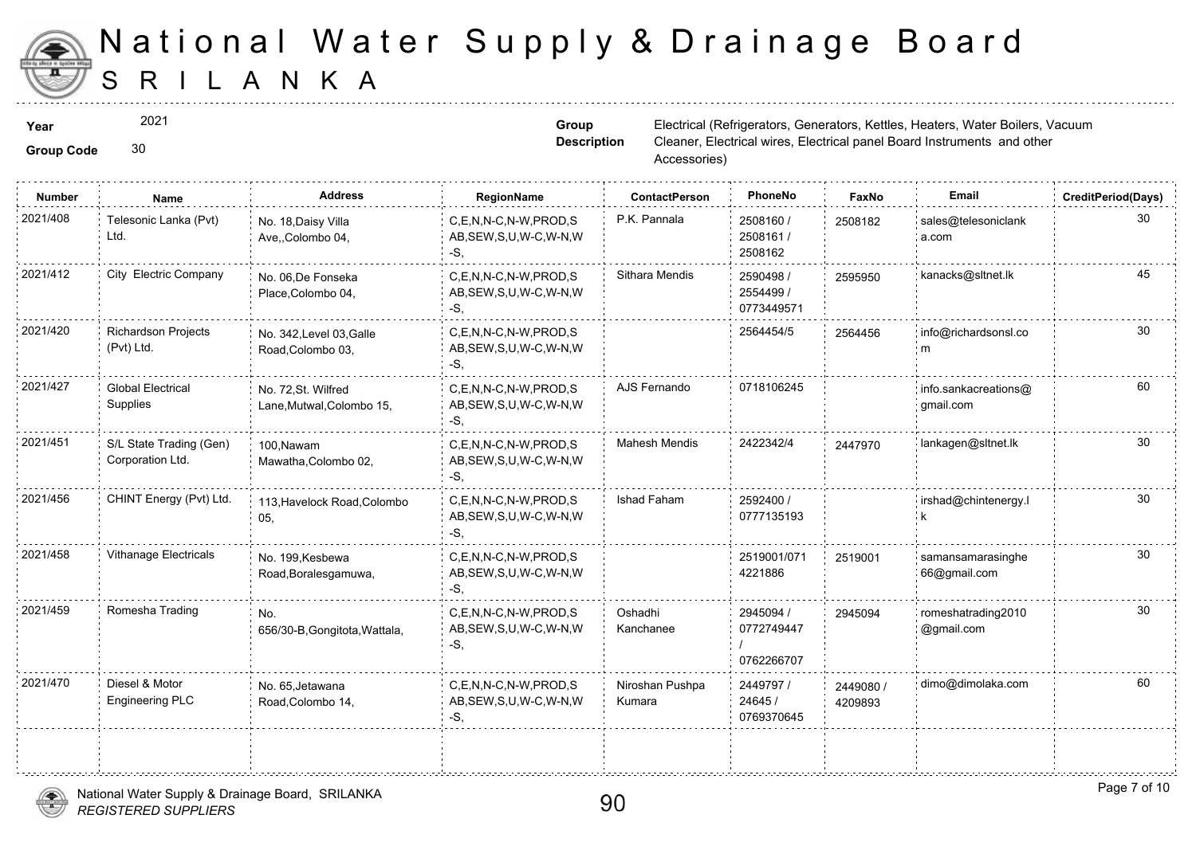# National Water Supply & Drainage Board
# SRILANKA

**Year** 2021

**Group Code** 30

**Group Description** Electrical (Refrigerators, Generators, Kettles, Heaters, Water Boilers, Vacuum Cleaner, Electrical wires, Electrical panel Board Instruments and other Accessories)

| Number | Name | Address | RegionName | ContactPerson | PhoneNo | FaxNo | Email | CreditPeriod(Days) |
|---|---|---|---|---|---|---|---|---|
| 2021/408 | Telesonic Lanka (Pvt) Ltd. | No. 18,Daisy Villa Ave,,Colombo 04, | C,E,N,N-C,N-W,PROD,SAB,SEW,S,U,W-C,W-N,W-S, | P.K. Pannala | 2508160 / 2508161 / 2508162 | 2508182 | sales@telesoniclanka.com | 30 |
| 2021/412 | City Electric Company | No. 06,De Fonseka Place,Colombo 04, | C,E,N,N-C,N-W,PROD,SAB,SEW,S,U,W-C,W-N,W-S, | Sithara Mendis | 2590498 / 2554499 / 0773449571 | 2595950 | kanacks@sltnet.lk | 45 |
| 2021/420 | Richardson Projects (Pvt) Ltd. | No. 342,Level 03,Galle Road,Colombo 03, | C,E,N,N-C,N-W,PROD,SAB,SEW,S,U,W-C,W-N,W-S, | | 2564454/5 | 2564456 | info@richardsonsl.com | 30 |
| 2021/427 | Global Electrical Supplies | No. 72,St. Wilfred Lane,Mutwal,Colombo 15, | C,E,N,N-C,N-W,PROD,SAB,SEW,S,U,W-C,W-N,W-S, | AJS Fernando | 0718106245 | | info.sankacreations@gmail.com | 60 |
| 2021/451 | S/L State Trading (Gen) Corporation Ltd. | 100,Nawam Mawatha,Colombo 02, | C,E,N,N-C,N-W,PROD,SAB,SEW,S,U,W-C,W-N,W-S, | Mahesh Mendis | 2422342/4 | 2447970 | lankagen@sltnet.lk | 30 |
| 2021/456 | CHINT Energy (Pvt) Ltd. | 113,Havelock Road,Colombo 05, | C,E,N,N-C,N-W,PROD,SAB,SEW,S,U,W-C,W-N,W-S, | Ishad Faham | 2592400 / 0777135193 | | irshad@chintenergy.lk | 30 |
| 2021/458 | Vithanage Electricals | No. 199,Kesbewa Road,Boralesgamuwa, | C,E,N,N-C,N-W,PROD,SAB,SEW,S,U,W-C,W-N,W-S, | | 2519001/0714221886 | 2519001 | samansamarasinghe66@gmail.com | 30 |
| 2021/459 | Romesha Trading | No. 656/30-B,Gongitota,Wattala, | C,E,N,N-C,N-W,PROD,SAB,SEW,S,U,W-C,W-N,W-S, | Oshadhi Kanchanee | 2945094 / 0772749447 / 0762266707 | 2945094 | romeshatrading2010@gmail.com | 30 |
| 2021/470 | Diesel & Motor Engineering PLC | No. 65,Jetawana Road,Colombo 14, | C,E,N,N-C,N-W,PROD,SAB,SEW,S,U,W-C,W-N,W-S, | Niroshan Pushpa Kumara | 2449797 / 24645 / 0769370645 | 2449080 / 4209893 | dimo@dimolaka.com | 60 |

National Water Supply & Drainage Board, SRILANKA
*REGISTERED SUPPLIERS*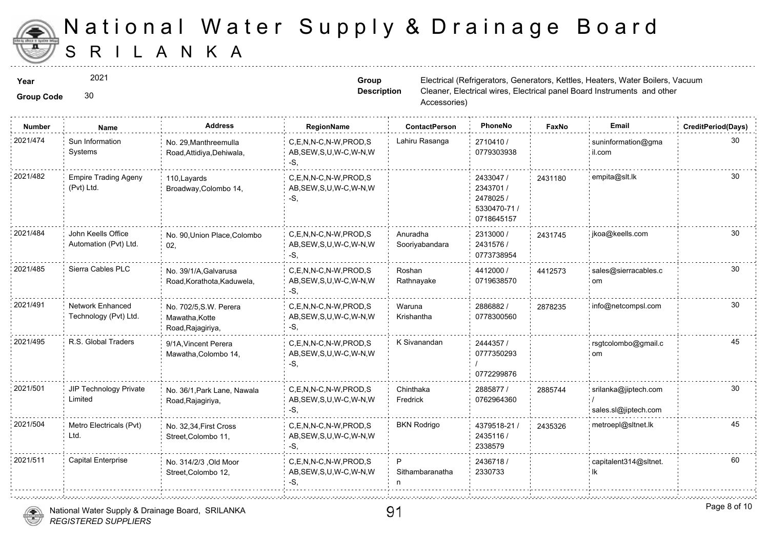# National Water Supply & Drainage Board
## SRILANKA

**Year** 2021

**Group Code** 30

**Group Description** Electrical (Refrigerators, Generators, Kettles, Heaters, Water Boilers, Vacuum Cleaner, Electrical wires, Electrical panel Board Instruments and other Accessories)

| Number | Name | Address | RegionName | ContactPerson | PhoneNo | FaxNo | Email | CreditPeriod(Days) |
|---|---|---|---|---|---|---|---|---|
| 2021/474 | Sun Information Systems | No. 29,Manthreemulla Road,Attidiya,Dehiwala, | C,E,N,N-C,N-W,PROD,SAB,SEW,S,U,W-C,W-N,W-S, | Lahiru Rasanga | 2710410 / 0779303938 | | suninformation@gmail.com | 30 |
| 2021/482 | Empire Trading Ageny (Pvt) Ltd. | 110,Layards Broadway,Colombo 14, | C,E,N,N-C,N-W,PROD,SAB,SEW,S,U,W-C,W-N,W-S, | | 2433047 / 2343701 / 2478025 / 5330470-71 / 0718645157 | 2431180 | empita@slt.lk | 30 |
| 2021/484 | John Keells Office Automation (Pvt) Ltd. | No. 90,Union Place,Colombo 02, | C,E,N,N-C,N-W,PROD,SAB,SEW,S,U,W-C,W-N,W-S, | Anuradha Sooriyabandara | 2313000 / 2431576 / 0773738954 | 2431745 | jkoa@keells.com | 30 |
| 2021/485 | Sierra Cables PLC | No. 39/1/A,Galvarusa Road,Korathota,Kaduwela, | C,E,N,N-C,N-W,PROD,SAB,SEW,S,U,W-C,W-N,W-S, | Roshan Rathnayake | 4412000 / 0719638570 | 4412573 | sales@sierracables.com | 30 |
| 2021/491 | Network Enhanced Technology (Pvt) Ltd. | No. 702/5,S.W. Perera Mawatha,Kotte Road,Rajagiriya, | C,E,N,N-C,N-W,PROD,SAB,SEW,S,U,W-C,W-N,W-S, | Waruna Krishantha | 2886882 / 0778300560 | 2878235 | info@netcompsl.com | 30 |
| 2021/495 | R.S. Global Traders | 9/1A,Vincent Perera Mawatha,Colombo 14, | C,E,N,N-C,N-W,PROD,SAB,SEW,S,U,W-C,W-N,W-S, | K Sivanandan | 2444357 / 0777350293 / 0772299876 | | rsgtcolombo@gmail.com | 45 |
| 2021/501 | JIP Technology Private Limited | No. 36/1,Park Lane, Nawala Road,Rajagiriya, | C,E,N,N-C,N-W,PROD,SAB,SEW,S,U,W-C,W-N,W-S, | Chinthaka Fredrick | 2885877 / 0762964360 | 2885744 | srilanka@jiptech.com / sales.sl@jiptech.com | 30 |
| 2021/504 | Metro Electricals (Pvt) Ltd. | No. 32,34,First Cross Street,Colombo 11, | C,E,N,N-C,N-W,PROD,SAB,SEW,S,U,W-C,W-N,W-S, | BKN Rodrigo | 4379518-21 / 2435116 / 2338579 | 2435326 | metroepl@sltnet.lk | 45 |
| 2021/511 | Capital Enterprise | No. 314/2/3 ,Old Moor Street,Colombo 12, | C,E,N,N-C,N-W,PROD,SAB,SEW,S,U,W-C,W-N,W-S, | P Sithambaranathan | 2436718 / 2330733 | | capitalent314@sltnet.lk | 60 |

National Water Supply & Drainage Board, SRILANKA
*REGISTERED SUPPLIERS*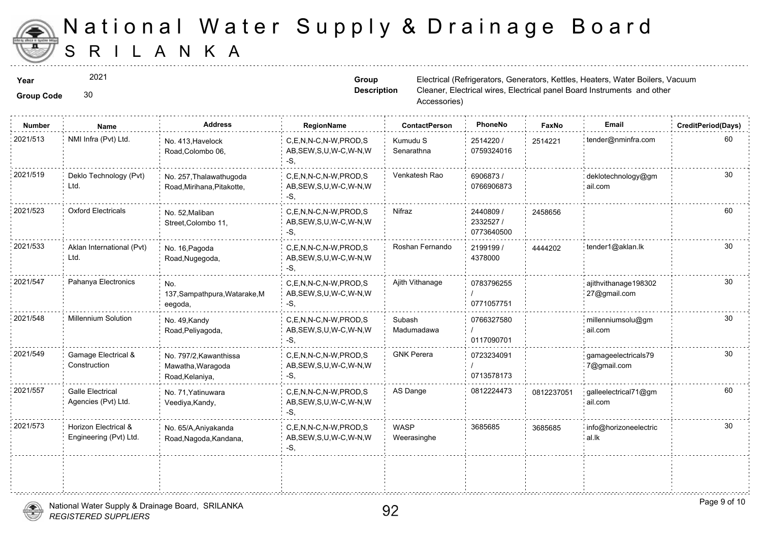# National Water Supply & Drainage Board

# SRILANKA

**Year** 2021

**Group Code** 30

**Group Description** Electrical (Refrigerators, Generators, Kettles, Heaters, Water Boilers, Vacuum Cleaner, Electrical wires, Electrical panel Board Instruments and other Accessories)

| Number | Name | Address | RegionName | ContactPerson | PhoneNo | FaxNo | Email | CreditPeriod(Days) |
|---|---|---|---|---|---|---|---|---|
| 2021/513 | NMI Infra (Pvt) Ltd. | No. 413,Havelock Road,Colombo 06, | C,E,N,N-C,N-W,PROD,SAB,SEW,S,U,W-C,W-N,W-S, | Kumudu S Senarathna | 2514220 / 0759324016 | 2514221 | tender@nminfra.com | 60 |
| 2021/519 | Deklo Technology (Pvt) Ltd. | No. 257,Thalawathugoda Road,Mirihana,Pitakotte, | C,E,N,N-C,N-W,PROD,SAB,SEW,S,U,W-C,W-N,W-S, | Venkatesh Rao | 6906873 / 0766906873 | | deklotechnology@gmail.com | 30 |
| 2021/523 | Oxford Electricals | No. 52,Maliban Street,Colombo 11, | C,E,N,N-C,N-W,PROD,SAB,SEW,S,U,W-C,W-N,W-S, | Nifraz | 2440809 / 2332527 / 0773640500 | 2458656 | | 60 |
| 2021/533 | Aklan International (Pvt) Ltd. | No. 16,Pagoda Road,Nugegoda, | C,E,N,N-C,N-W,PROD,SAB,SEW,S,U,W-C,W-N,W-S, | Roshan Fernando | 2199199 / 4378000 | 4444202 | tender1@aklan.lk | 30 |
| 2021/547 | Pahanya Electronics | No. 137,Sampathpura,Watarake,Meegoda, | C,E,N,N-C,N-W,PROD,SAB,SEW,S,U,W-C,W-N,W-S, | Ajith Vithanage | 0783796255 / 0771057751 | | ajithvithanage19830227@gmail.com | 30 |
| 2021/548 | Millennium Solution | No. 49,Kandy Road,Peliyagoda, | C,E,N,N-C,N-W,PROD,SAB,SEW,S,U,W-C,W-N,W-S, | Subash Madumadawa | 0766327580 / 0117090701 | | millenniumsolu@gmail.com | 30 |
| 2021/549 | Gamage Electrical & Construction | No. 797/2,Kawanthissa Mawatha,Waragoda Road,Kelaniya, | C,E,N,N-C,N-W,PROD,SAB,SEW,S,U,W-C,W-N,W-S, | GNK Perera | 0723234091 / 0713578173 | | gamageelectricals797@gmail.com | 30 |
| 2021/557 | Galle Electrical Agencies (Pvt) Ltd. | No. 71,Yatinuwara Veediya,Kandy, | C,E,N,N-C,N-W,PROD,SAB,SEW,S,U,W-C,W-N,W-S, | AS Dange | 0812224473 | 0812237051 | galleelectrical71@gmail.com | 60 |
| 2021/573 | Horizon Electrical & Engineering (Pvt) Ltd. | No. 65/A,Aniyakanda Road,Nagoda,Kandana, | C,E,N,N-C,N-W,PROD,SAB,SEW,S,U,W-C,W-N,W-S, | WASP Weerasinghe | 3685685 | 3685685 | info@horizoneelectrical.lk | 30 |

National Water Supply & Drainage Board, SRILANKA
*REGISTERED SUPPLIERS*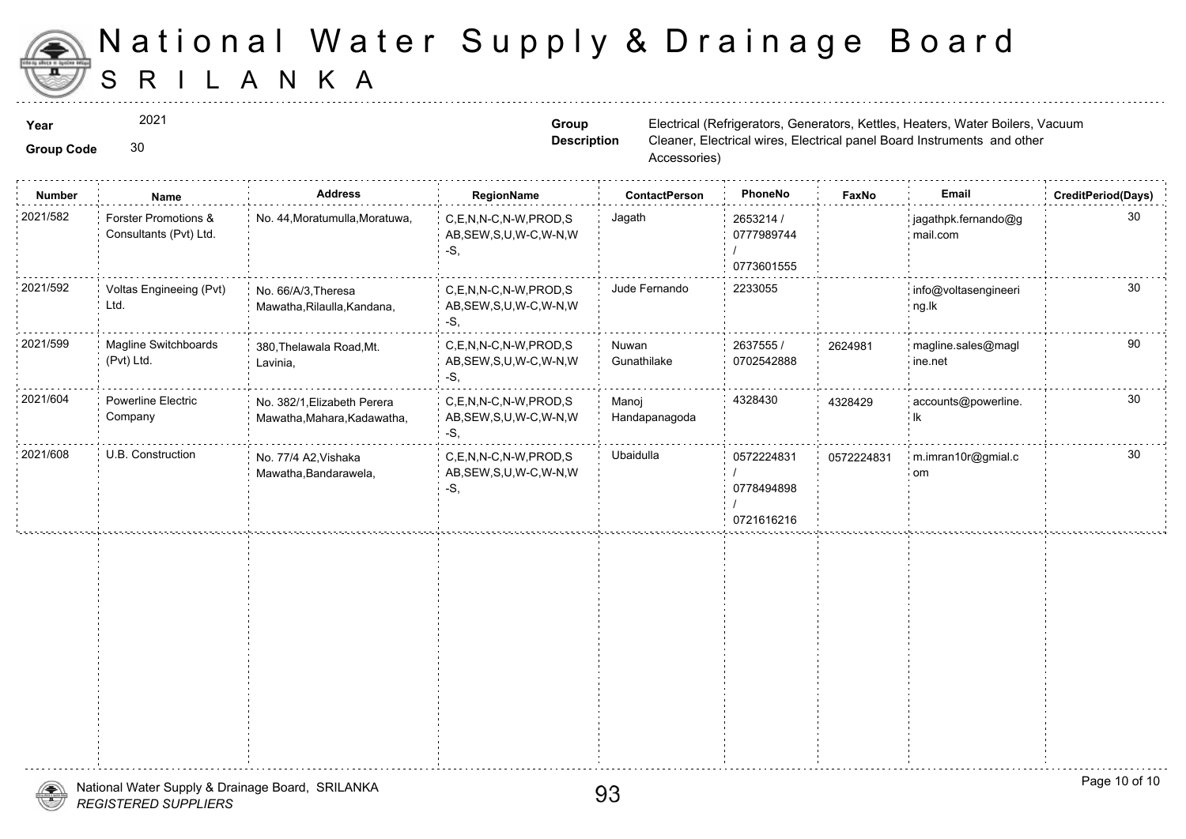# National Water Supply & Drainage Board
# S R I L A N K A

**Year** 2021

**Group Code** 30

**Group Description** Electrical (Refrigerators, Generators, Kettles, Heaters, Water Boilers, Vacuum Cleaner, Electrical wires, Electrical panel Board Instruments and other Accessories)

| Number | Name | Address | RegionName | ContactPerson | PhoneNo | FaxNo | Email | CreditPeriod(Days) |
|---|---|---|---|---|---|---|---|---|
| 2021/582 | Forster Promotions & Consultants (Pvt) Ltd. | No. 44,Moratumulla,Moratuwa, | C,E,N,N-C,N-W,PROD,SAB,SEW,S,U,W-C,W-N,W-S, | Jagath | 2653214 / 0777989744 / 0773601555 | | jagathpk.fernando@gmail.com | 30 |
| 2021/592 | Voltas Engineeing (Pvt) Ltd. | No. 66/A/3,Theresa Mawatha,Rilaulla,Kandana, | C,E,N,N-C,N-W,PROD,SAB,SEW,S,U,W-C,W-N,W-S, | Jude Fernando | 2233055 | | info@voltasengineering.lk | 30 |
| 2021/599 | Magline Switchboards (Pvt) Ltd. | 380,Thelawala Road,Mt. Lavinia, | C,E,N,N-C,N-W,PROD,SAB,SEW,S,U,W-C,W-N,W-S, | Nuwan Gunathilake | 2637555 / 0702542888 | 2624981 | magline.sales@magline.net | 90 |
| 2021/604 | Powerline Electric Company | No. 382/1,Elizabeth Perera Mawatha,Mahara,Kadawatha, | C,E,N,N-C,N-W,PROD,SAB,SEW,S,U,W-C,W-N,W-S, | Manoj Handapanagoda | 4328430 | 4328429 | accounts@powerline.lk | 30 |
| 2021/608 | U.B. Construction | No. 77/4 A2,Vishaka Mawatha,Bandarawela, | C,E,N,N-C,N-W,PROD,SAB,SEW,S,U,W-C,W-N,W-S, | Ubaidulla | 0572224831 / 0778494898 / 0721616216 | 0572224831 | m.imran10r@gmial.com | 30 |

National Water Supply & Drainage Board, SRILANKA
*REGISTERED SUPPLIERS*